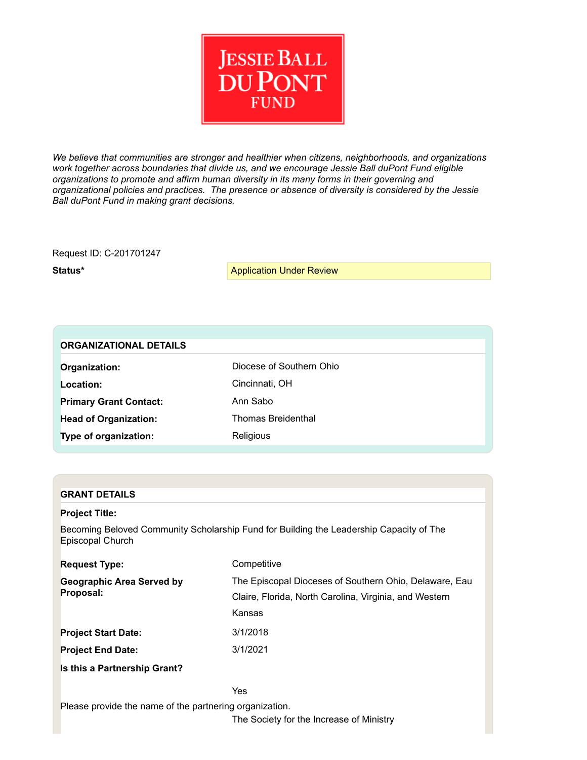# Jessie Ball duPont Fund

*We believe that communities are stronger and healthier when citizens, neighborhoods, and organizations work together across boundaries that divide us, and we encourage Jessie Ball duPont Fund eligible organizations to promote and affirm human diversity in its many forms in their governing and organizational policies and practices. The presence or absence of diversity is considered by the Jessie Ball duPont Fund in making grant decisions.*

Request ID: C-201701247

**Status*** Application Under Review

## ORGANIZATIONAL DETAILS

| | |
|---|---|
| **Organization:** | Diocese of Southern Ohio |
| **Location:** | Cincinnati, OH |
| **Primary Grant Contact:** | Ann Sabo |
| **Head of Organization:** | Thomas Breidenthal |
| **Type of organization:** | Religious |

## GRANT DETAILS

**Project Title:**

Becoming Beloved Community Scholarship Fund for Building the Leadership Capacity of The Episcopal Church

| | |
|---|---|
| **Request Type:** | Competitive |
| **Geographic Area Served by Proposal:** | The Episcopal Dioceses of Southern Ohio, Delaware, Eau Claire, Florida, North Carolina, Virginia, and Western Kansas |
| **Project Start Date:** | 3/1/2018 |
| **Project End Date:** | 3/1/2021 |

**Is this a Partnership Grant?**

Yes

Please provide the name of the partnering organization.

The Society for the Increase of Ministry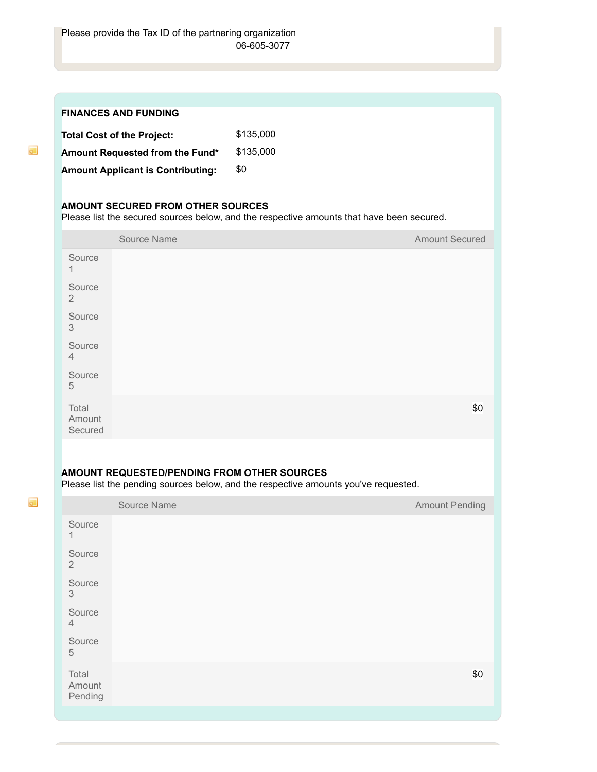Please provide the Tax ID of the partnering organization

06-605-3077

## FINANCES AND FUNDING

| | |
|---|---|
| **Total Cost of the Project:** | $135,000 |
| **Amount Requested from the Fund*** | $135,000 |
| **Amount Applicant is Contributing:** | $0 |

### AMOUNT SECURED FROM OTHER SOURCES

Please list the secured sources below, and the respective amounts that have been secured.

| | Source Name | Amount Secured |
|---|---|---|
| Source 1 | | |
| Source 2 | | |
| Source 3 | | |
| Source 4 | | |
| Source 5 | | |
| Total Amount Secured | | $0 |

### AMOUNT REQUESTED/PENDING FROM OTHER SOURCES

Please list the pending sources below, and the respective amounts you've requested.

| | Source Name | Amount Pending |
|---|---|---|
| Source 1 | | |
| Source 2 | | |
| Source 3 | | |
| Source 4 | | |
| Source 5 | | |
| Total Amount Pending | | $0 |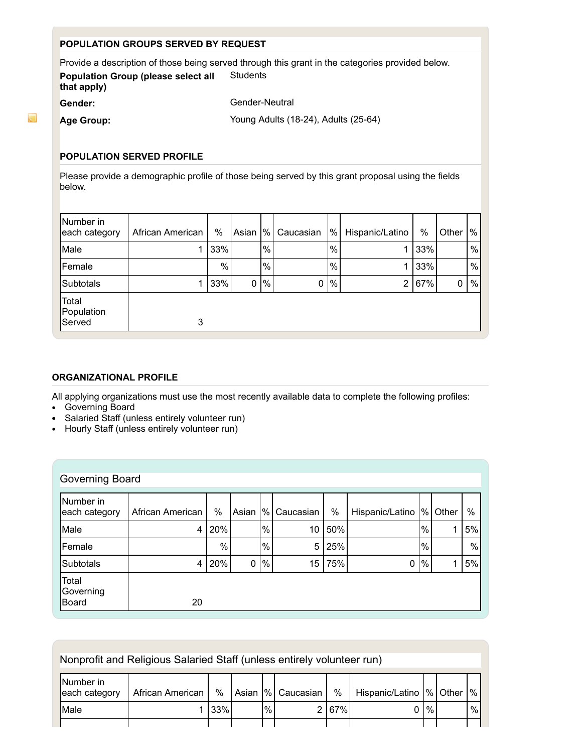### POPULATION GROUPS SERVED BY REQUEST

Provide a description of those being served through this grant in the categories provided below.

**Population Group (please select all that apply)** Students

**Gender:** Gender-Neutral

**Age Group:** Young Adults (18-24), Adults (25-64)

### POPULATION SERVED PROFILE

Please provide a demographic profile of those being served by this grant proposal using the fields below.

| Number in each category | African American | % | Asian | % | Caucasian | % | Hispanic/Latino | % | Other | % |
|---|---|---|---|---|---|---|---|---|---|---|
| Male | 1 | 33% | | % | | % | 1 | 33% | | % |
| Female | | % | | % | | % | 1 | 33% | | % |
| Subtotals | 1 | 33% | 0 | % | 0 | % | 2 | 67% | 0 | % |
| Total Population Served | 3 | | | | | | | | | |

### ORGANIZATIONAL PROFILE

All applying organizations must use the most recently available data to complete the following profiles:

- Governing Board
- Salaried Staff (unless entirely volunteer run)
- Hourly Staff (unless entirely volunteer run)

### Governing Board

| Number in each category | African American | % | Asian | % | Caucasian | % | Hispanic/Latino | % | Other | % |
|---|---|---|---|---|---|---|---|---|---|---|
| Male | 4 | 20% | | % | 10 | 50% | | % | 1 | 5% |
| Female | | % | | % | 5 | 25% | | % | | % |
| Subtotals | 4 | 20% | 0 | % | 15 | 75% | 0 | % | 1 | 5% |
| Total Governing Board | 20 | | | | | | | | | |

### Nonprofit and Religious Salaried Staff (unless entirely volunteer run)

| Number in each category | African American | % | Asian | % | Caucasian | % | Hispanic/Latino | % | Other | % |
|---|---|---|---|---|---|---|---|---|---|---|
| Male | 1 | 33% | | % | 2 | 67% | 0 | % | | % |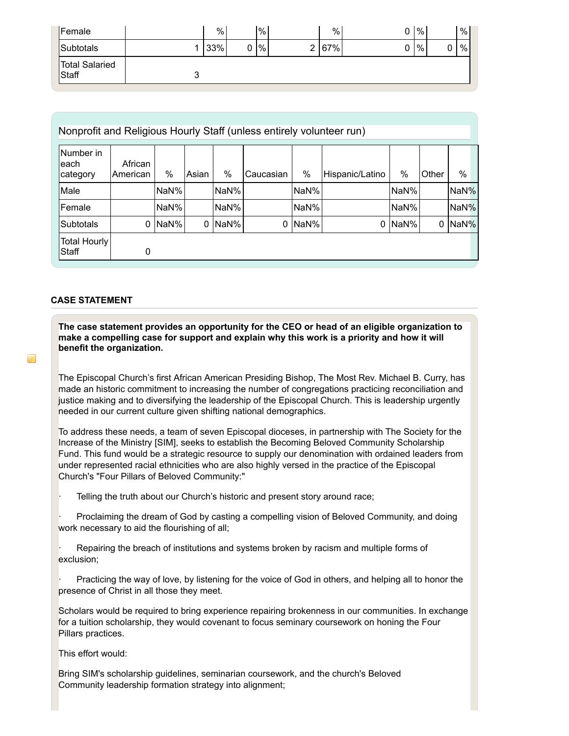| Female | | % | | % | | % | 0 | % | | % |
|---|---|---|---|---|---|---|---|---|---|---|
| Subtotals | 1 | 33% | 0 | % | 2 | 67% | 0 | % | 0 | % |
| Total Salaried Staff | 3 | | | | | | | | | |

Nonprofit and Religious Hourly Staff (unless entirely volunteer run)

| Number in each category | African American | % | Asian | % | Caucasian | % | Hispanic/Latino | % | Other | % |
|---|---|---|---|---|---|---|---|---|---|---|
| Male | | NaN% | | NaN% | | NaN% | | NaN% | | NaN% |
| Female | | NaN% | | NaN% | | NaN% | | NaN% | | NaN% |
| Subtotals | 0 | NaN% | 0 | NaN% | 0 | NaN% | 0 | NaN% | 0 | NaN% |
| Total Hourly Staff | 0 | | | | | | | | | |

## CASE STATEMENT

**The case statement provides an opportunity for the CEO or head of an eligible organization to make a compelling case for support and explain why this work is a priority and how it will benefit the organization.**

The Episcopal Church's first African American Presiding Bishop, The Most Rev. Michael B. Curry, has made an historic commitment to increasing the number of congregations practicing reconciliation and justice making and to diversifying the leadership of the Episcopal Church. This is leadership urgently needed in our current culture given shifting national demographics.

To address these needs, a team of seven Episcopal dioceses, in partnership with The Society for the Increase of the Ministry [SIM], seeks to establish the Becoming Beloved Community Scholarship Fund. This fund would be a strategic resource to supply our denomination with ordained leaders from under represented racial ethnicities who are also highly versed in the practice of the Episcopal Church's "Four Pillars of Beloved Community:"

- Telling the truth about our Church's historic and present story around race;
- Proclaiming the dream of God by casting a compelling vision of Beloved Community, and doing work necessary to aid the flourishing of all;
- Repairing the breach of institutions and systems broken by racism and multiple forms of exclusion;
- Practicing the way of love, by listening for the voice of God in others, and helping all to honor the presence of Christ in all those they meet.

Scholars would be required to bring experience repairing brokenness in our communities. In exchange for a tuition scholarship, they would covenant to focus seminary coursework on honing the Four Pillars practices.

This effort would:

Bring SIM's scholarship guidelines, seminarian coursework, and the church's Beloved Community leadership formation strategy into alignment;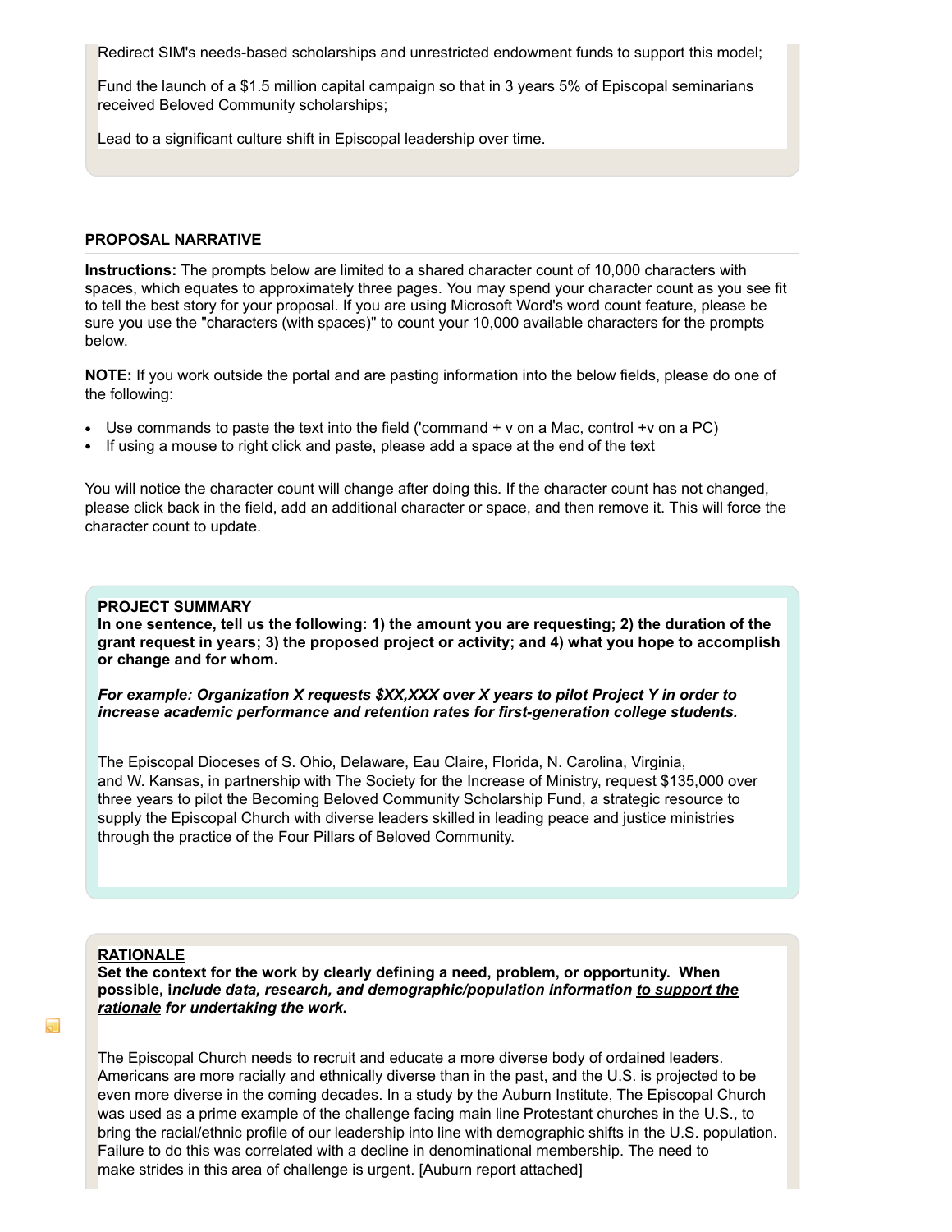Redirect SIM's needs-based scholarships and unrestricted endowment funds to support this model;

Fund the launch of a $1.5 million capital campaign so that in 3 years 5% of Episcopal seminarians received Beloved Community scholarships;

Lead to a significant culture shift in Episcopal leadership over time.

## PROPOSAL NARRATIVE

**Instructions:** The prompts below are limited to a shared character count of 10,000 characters with spaces, which equates to approximately three pages. You may spend your character count as you see fit to tell the best story for your proposal. If you are using Microsoft Word's word count feature, please be sure you use the "characters (with spaces)" to count your 10,000 available characters for the prompts below.

**NOTE:** If you work outside the portal and are pasting information into the below fields, please do one of the following:

- Use commands to paste the text into the field ('command + v on a Mac, control +v on a PC)
- If using a mouse to right click and paste, please add a space at the end of the text

You will notice the character count will change after doing this. If the character count has not changed, please click back in the field, add an additional character or space, and then remove it. This will force the character count to update.

### PROJECT SUMMARY

**In one sentence, tell us the following: 1) the amount you are requesting; 2) the duration of the grant request in years; 3) the proposed project or activity; and 4) what you hope to accomplish or change and for whom.**

***For example: Organization X requests $XX,XXX over X years to pilot Project Y in order to increase academic performance and retention rates for first-generation college students.***

The Episcopal Dioceses of S. Ohio, Delaware, Eau Claire, Florida, N. Carolina, Virginia, and W. Kansas, in partnership with The Society for the Increase of Ministry, request $135,000 over three years to pilot the Becoming Beloved Community Scholarship Fund, a strategic resource to supply the Episcopal Church with diverse leaders skilled in leading peace and justice ministries through the practice of the Four Pillars of Beloved Community.

### RATIONALE

**Set the context for the work by clearly defining a need, problem, or opportunity. When possible, i*nclude data, research, and demographic/population information <u>to support the rationale</u> for undertaking the work.***

The Episcopal Church needs to recruit and educate a more diverse body of ordained leaders. Americans are more racially and ethnically diverse than in the past, and the U.S. is projected to be even more diverse in the coming decades. In a study by the Auburn Institute, The Episcopal Church was used as a prime example of the challenge facing main line Protestant churches in the U.S., to bring the racial/ethnic profile of our leadership into line with demographic shifts in the U.S. population. Failure to do this was correlated with a decline in denominational membership. The need to make strides in this area of challenge is urgent. [Auburn report attached]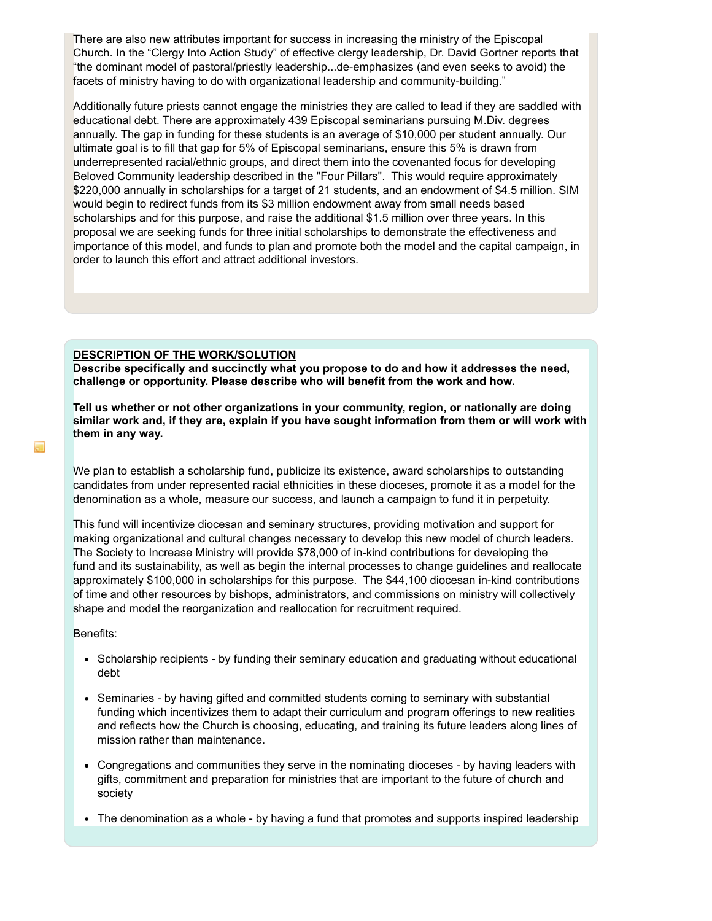There are also new attributes important for success in increasing the ministry of the Episcopal Church. In the “Clergy Into Action Study” of effective clergy leadership, Dr. David Gortner reports that “the dominant model of pastoral/priestly leadership...de-emphasizes (and even seeks to avoid) the facets of ministry having to do with organizational leadership and community-building.”

Additionally future priests cannot engage the ministries they are called to lead if they are saddled with educational debt. There are approximately 439 Episcopal seminarians pursuing M.Div. degrees annually. The gap in funding for these students is an average of $10,000 per student annually. Our ultimate goal is to fill that gap for 5% of Episcopal seminarians, ensure this 5% is drawn from underrepresented racial/ethnic groups, and direct them into the covenanted focus for developing Beloved Community leadership described in the "Four Pillars". This would require approximately $220,000 annually in scholarships for a target of 21 students, and an endowment of $4.5 million. SIM would begin to redirect funds from its $3 million endowment away from small needs based scholarships and for this purpose, and raise the additional $1.5 million over three years. In this proposal we are seeking funds for three initial scholarships to demonstrate the effectiveness and importance of this model, and funds to plan and promote both the model and the capital campaign, in order to launch this effort and attract additional investors.

**DESCRIPTION OF THE WORK/SOLUTION**

**Describe specifically and succinctly what you propose to do and how it addresses the need, challenge or opportunity. Please describe who will benefit from the work and how.**

**Tell us whether or not other organizations in your community, region, or nationally are doing similar work and, if they are, explain if you have sought information from them or will work with them in any way.**

We plan to establish a scholarship fund, publicize its existence, award scholarships to outstanding candidates from under represented racial ethnicities in these dioceses, promote it as a model for the denomination as a whole, measure our success, and launch a campaign to fund it in perpetuity.

This fund will incentivize diocesan and seminary structures, providing motivation and support for making organizational and cultural changes necessary to develop this new model of church leaders. The Society to Increase Ministry will provide $78,000 of in-kind contributions for developing the fund and its sustainability, as well as begin the internal processes to change guidelines and reallocate approximately $100,000 in scholarships for this purpose. The $44,100 diocesan in-kind contributions of time and other resources by bishops, administrators, and commissions on ministry will collectively shape and model the reorganization and reallocation for recruitment required.

Benefits:

- Scholarship recipients - by funding their seminary education and graduating without educational debt
- Seminaries - by having gifted and committed students coming to seminary with substantial funding which incentivizes them to adapt their curriculum and program offerings to new realities and reflects how the Church is choosing, educating, and training its future leaders along lines of mission rather than maintenance.
- Congregations and communities they serve in the nominating dioceses - by having leaders with gifts, commitment and preparation for ministries that are important to the future of church and society
- The denomination as a whole - by having a fund that promotes and supports inspired leadership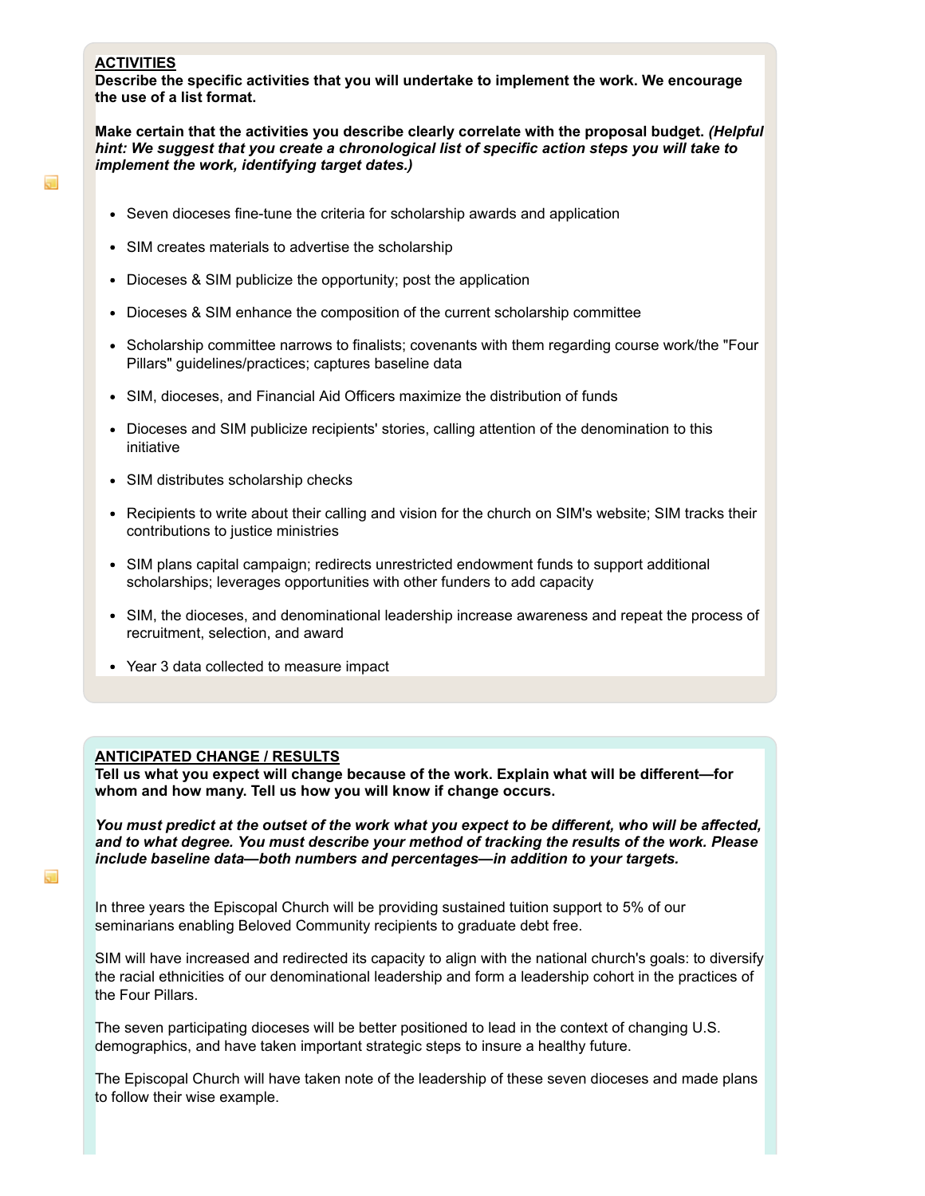## ACTIVITIES

**Describe the specific activities that you will undertake to implement the work. We encourage the use of a list format.**

**Make certain that the activities you describe clearly correlate with the proposal budget.** ***(Helpful hint: We suggest that you create a chronological list of specific action steps you will take to implement the work, identifying target dates.)***

- Seven dioceses fine-tune the criteria for scholarship awards and application
- SIM creates materials to advertise the scholarship
- Dioceses & SIM publicize the opportunity; post the application
- Dioceses & SIM enhance the composition of the current scholarship committee
- Scholarship committee narrows to finalists; covenants with them regarding course work/the "Four Pillars" guidelines/practices; captures baseline data
- SIM, dioceses, and Financial Aid Officers maximize the distribution of funds
- Dioceses and SIM publicize recipients' stories, calling attention of the denomination to this initiative
- SIM distributes scholarship checks
- Recipients to write about their calling and vision for the church on SIM's website; SIM tracks their contributions to justice ministries
- SIM plans capital campaign; redirects unrestricted endowment funds to support additional scholarships; leverages opportunities with other funders to add capacity
- SIM, the dioceses, and denominational leadership increase awareness and repeat the process of recruitment, selection, and award
- Year 3 data collected to measure impact

## ANTICIPATED CHANGE / RESULTS

**Tell us what you expect will change because of the work. Explain what will be different—for whom and how many. Tell us how you will know if change occurs.**

***You must predict at the outset of the work what you expect to be different, who will be affected, and to what degree. You must describe your method of tracking the results of the work. Please include baseline data—both numbers and percentages—in addition to your targets.***

In three years the Episcopal Church will be providing sustained tuition support to 5% of our seminarians enabling Beloved Community recipients to graduate debt free.

SIM will have increased and redirected its capacity to align with the national church's goals: to diversify the racial ethnicities of our denominational leadership and form a leadership cohort in the practices of the Four Pillars.

The seven participating dioceses will be better positioned to lead in the context of changing U.S. demographics, and have taken important strategic steps to insure a healthy future.

The Episcopal Church will have taken note of the leadership of these seven dioceses and made plans to follow their wise example.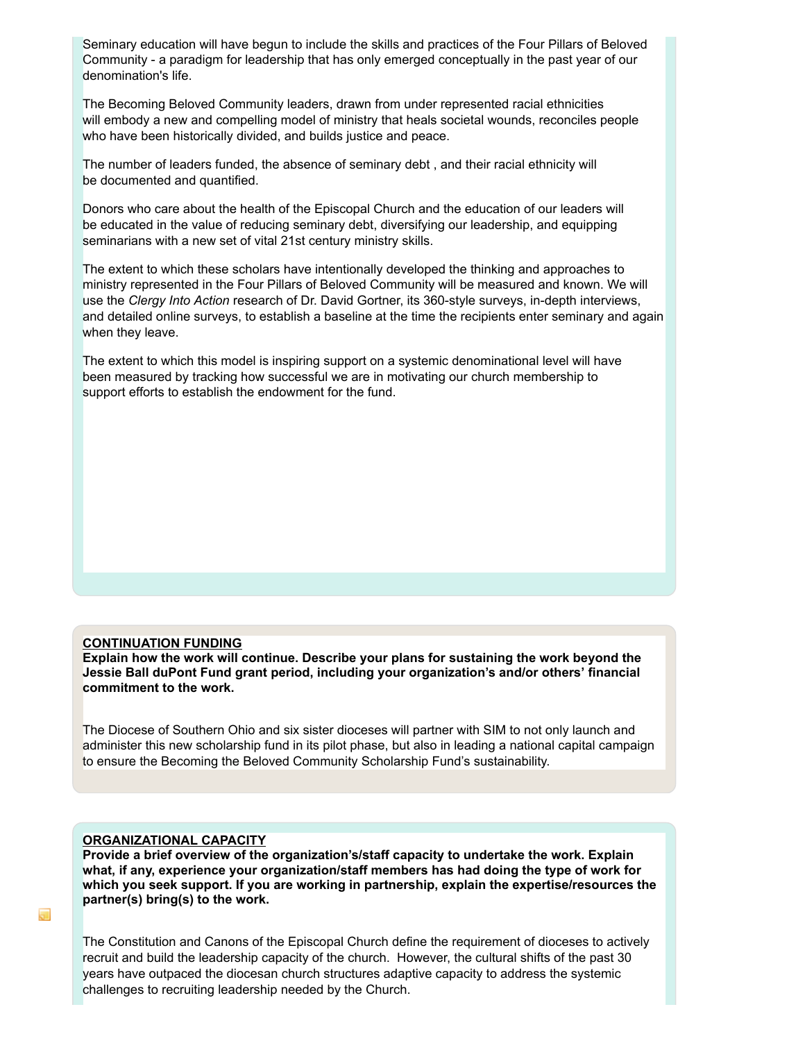Seminary education will have begun to include the skills and practices of the Four Pillars of Beloved Community - a paradigm for leadership that has only emerged conceptually in the past year of our denomination's life.

The Becoming Beloved Community leaders, drawn from under represented racial ethnicities will embody a new and compelling model of ministry that heals societal wounds, reconciles people who have been historically divided, and builds justice and peace.

The number of leaders funded, the absence of seminary debt , and their racial ethnicity will be documented and quantified.

Donors who care about the health of the Episcopal Church and the education of our leaders will be educated in the value of reducing seminary debt, diversifying our leadership, and equipping seminarians with a new set of vital 21st century ministry skills.

The extent to which these scholars have intentionally developed the thinking and approaches to ministry represented in the Four Pillars of Beloved Community will be measured and known. We will use the *Clergy Into Action* research of Dr. David Gortner, its 360-style surveys, in-depth interviews, and detailed online surveys, to establish a baseline at the time the recipients enter seminary and again when they leave.

The extent to which this model is inspiring support on a systemic denominational level will have been measured by tracking how successful we are in motivating our church membership to support efforts to establish the endowment for the fund.

## CONTINUATION FUNDING

**Explain how the work will continue. Describe your plans for sustaining the work beyond the Jessie Ball duPont Fund grant period, including your organization's and/or others' financial commitment to the work.**

The Diocese of Southern Ohio and six sister dioceses will partner with SIM to not only launch and administer this new scholarship fund in its pilot phase, but also in leading a national capital campaign to ensure the Becoming the Beloved Community Scholarship Fund's sustainability.

## ORGANIZATIONAL CAPACITY

**Provide a brief overview of the organization's/staff capacity to undertake the work. Explain what, if any, experience your organization/staff members has had doing the type of work for which you seek support. If you are working in partnership, explain the expertise/resources the partner(s) bring(s) to the work.**

The Constitution and Canons of the Episcopal Church define the requirement of dioceses to actively recruit and build the leadership capacity of the church. However, the cultural shifts of the past 30 years have outpaced the diocesan church structures adaptive capacity to address the systemic challenges to recruiting leadership needed by the Church.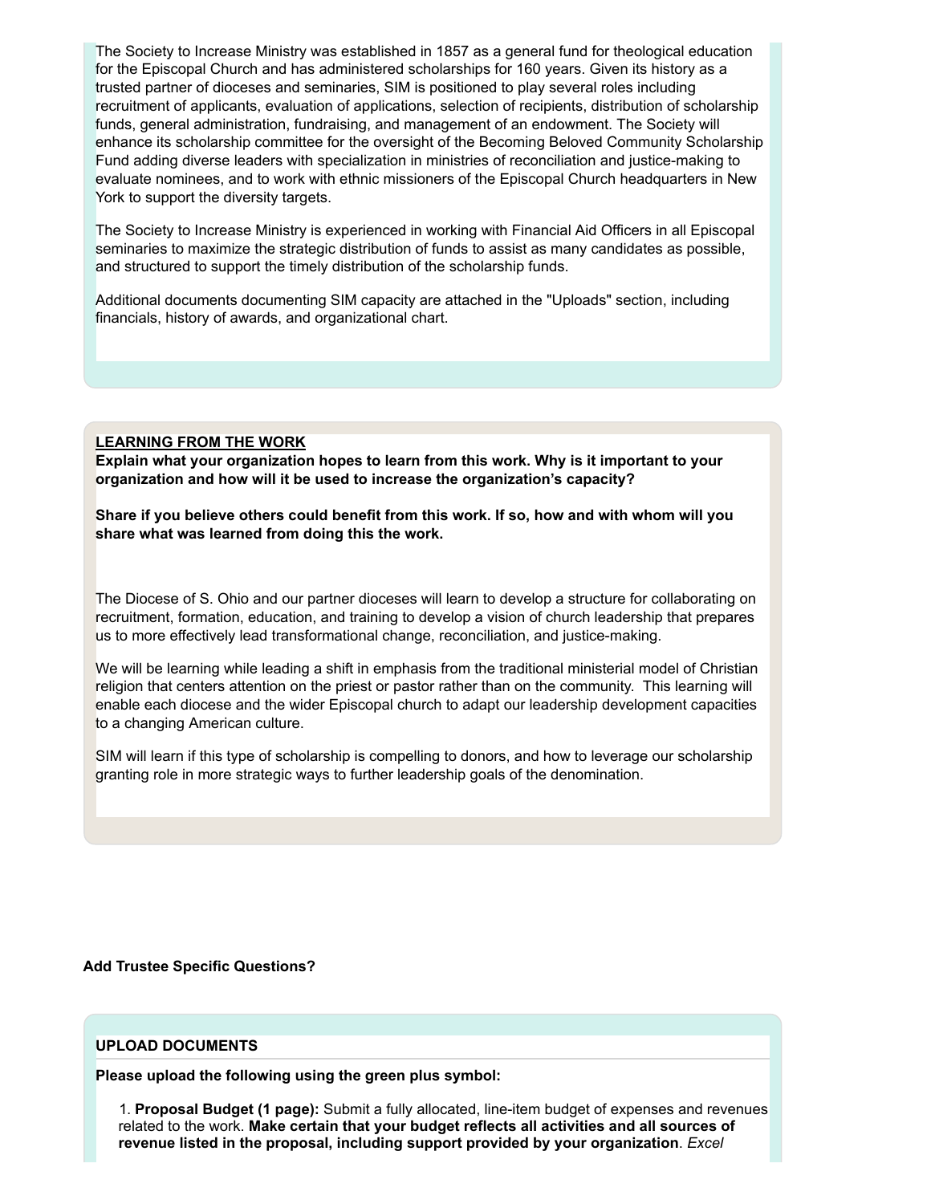The Society to Increase Ministry was established in 1857 as a general fund for theological education for the Episcopal Church and has administered scholarships for 160 years. Given its history as a trusted partner of dioceses and seminaries, SIM is positioned to play several roles including recruitment of applicants, evaluation of applications, selection of recipients, distribution of scholarship funds, general administration, fundraising, and management of an endowment. The Society will enhance its scholarship committee for the oversight of the Becoming Beloved Community Scholarship Fund adding diverse leaders with specialization in ministries of reconciliation and justice-making to evaluate nominees, and to work with ethnic missioners of the Episcopal Church headquarters in New York to support the diversity targets.

The Society to Increase Ministry is experienced in working with Financial Aid Officers in all Episcopal seminaries to maximize the strategic distribution of funds to assist as many candidates as possible, and structured to support the timely distribution of the scholarship funds.

Additional documents documenting SIM capacity are attached in the "Uploads" section, including financials, history of awards, and organizational chart.

**LEARNING FROM THE WORK**

**Explain what your organization hopes to learn from this work. Why is it important to your organization and how will it be used to increase the organization's capacity?**

**Share if you believe others could benefit from this work. If so, how and with whom will you share what was learned from doing this the work.**

The Diocese of S. Ohio and our partner dioceses will learn to develop a structure for collaborating on recruitment, formation, education, and training to develop a vision of church leadership that prepares us to more effectively lead transformational change, reconciliation, and justice-making.

We will be learning while leading a shift in emphasis from the traditional ministerial model of Christian religion that centers attention on the priest or pastor rather than on the community. This learning will enable each diocese and the wider Episcopal church to adapt our leadership development capacities to a changing American culture.

SIM will learn if this type of scholarship is compelling to donors, and how to leverage our scholarship granting role in more strategic ways to further leadership goals of the denomination.

**Add Trustee Specific Questions?**

**UPLOAD DOCUMENTS**

**Please upload the following using the green plus symbol:**

1. **Proposal Budget (1 page):** Submit a fully allocated, line-item budget of expenses and revenues related to the work. **Make certain that your budget reflects all activities and all sources of revenue listed in the proposal, including support provided by your organization**. *Excel*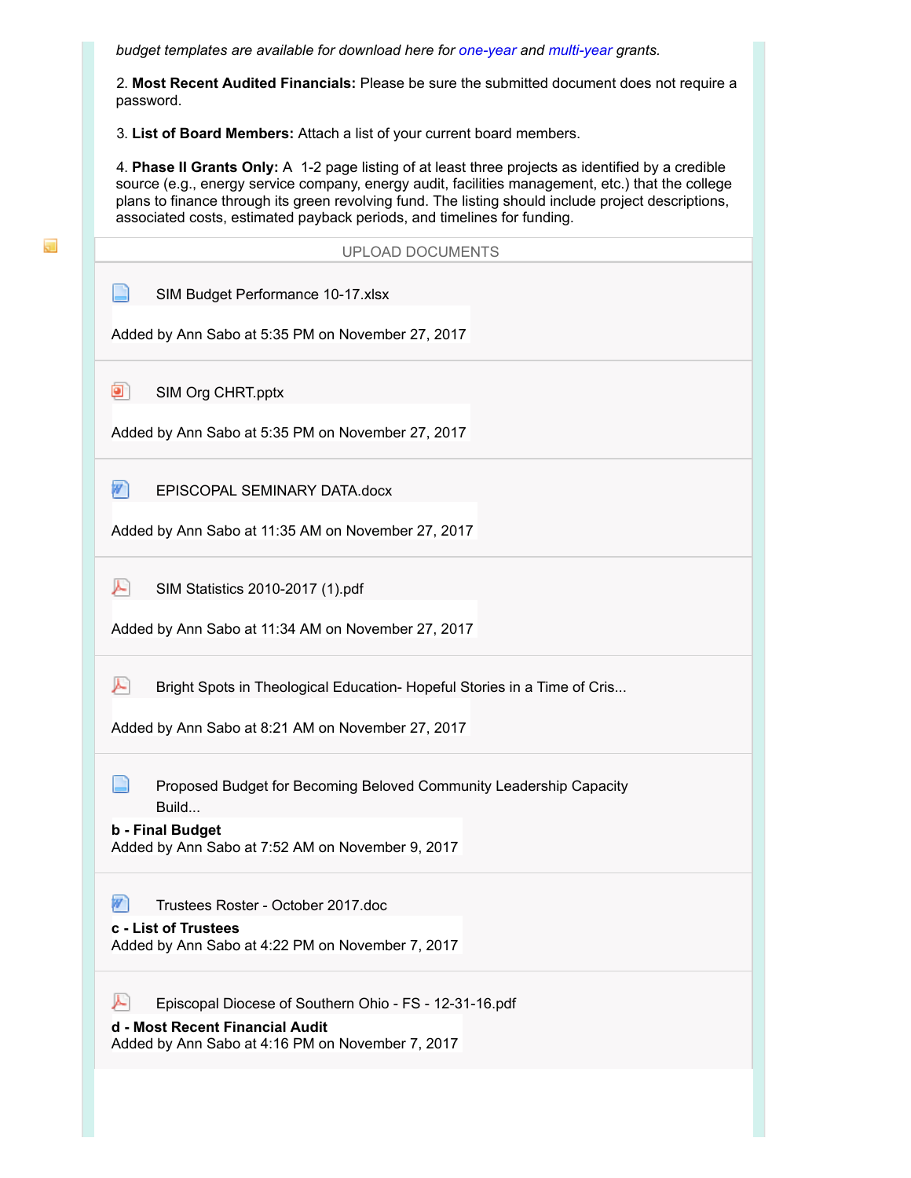*budget templates are available for download here for one-year and multi-year grants.*

2. **Most Recent Audited Financials:** Please be sure the submitted document does not require a password.

3. **List of Board Members:** Attach a list of your current board members.

4. **Phase II Grants Only:** A 1-2 page listing of at least three projects as identified by a credible source (e.g., energy service company, energy audit, facilities management, etc.) that the college plans to finance through its green revolving fund. The listing should include project descriptions, associated costs, estimated payback periods, and timelines for funding.

UPLOAD DOCUMENTS

SIM Budget Performance 10-17.xlsx

Added by Ann Sabo at 5:35 PM on November 27, 2017

SIM Org CHRT.pptx

Added by Ann Sabo at 5:35 PM on November 27, 2017

EPISCOPAL SEMINARY DATA.docx

Added by Ann Sabo at 11:35 AM on November 27, 2017

SIM Statistics 2010-2017 (1).pdf

Added by Ann Sabo at 11:34 AM on November 27, 2017

Bright Spots in Theological Education- Hopeful Stories in a Time of Cris...

Added by Ann Sabo at 8:21 AM on November 27, 2017

Proposed Budget for Becoming Beloved Community Leadership Capacity Build...

**b - Final Budget**
Added by Ann Sabo at 7:52 AM on November 9, 2017

Trustees Roster - October 2017.doc

**c - List of Trustees**
Added by Ann Sabo at 4:22 PM on November 7, 2017

Episcopal Diocese of Southern Ohio - FS - 12-31-16.pdf

**d - Most Recent Financial Audit**
Added by Ann Sabo at 4:16 PM on November 7, 2017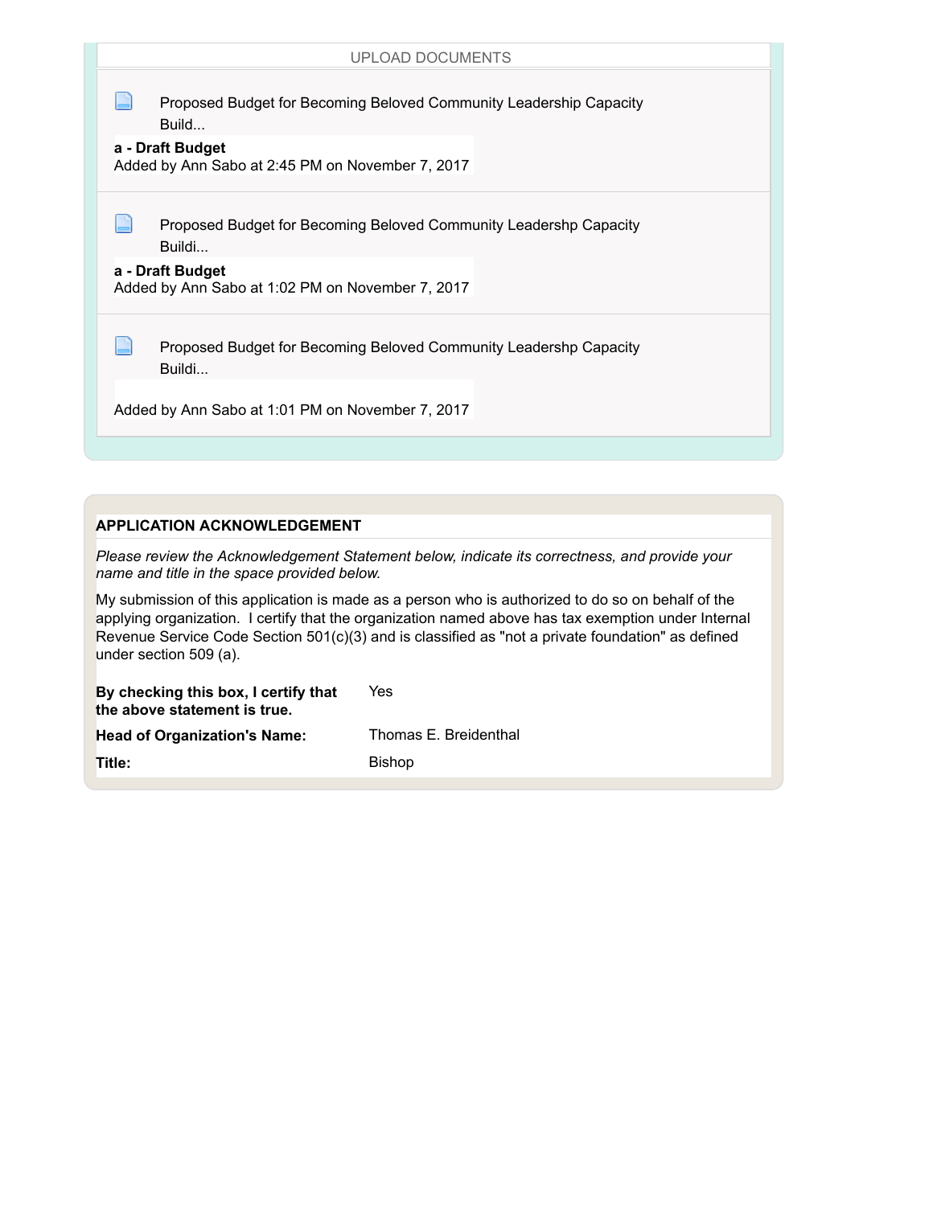## UPLOAD DOCUMENTS

Proposed Budget for Becoming Beloved Community Leadership Capacity Build...

**a - Draft Budget**
Added by Ann Sabo at 2:45 PM on November 7, 2017

Proposed Budget for Becoming Beloved Community Leadershp Capacity Buildi...

**a - Draft Budget**
Added by Ann Sabo at 1:02 PM on November 7, 2017

Proposed Budget for Becoming Beloved Community Leadershp Capacity Buildi...

Added by Ann Sabo at 1:01 PM on November 7, 2017

## APPLICATION ACKNOWLEDGEMENT

*Please review the Acknowledgement Statement below, indicate its correctness, and provide your name and title in the space provided below.*

My submission of this application is made as a person who is authorized to do so on behalf of the applying organization. I certify that the organization named above has tax exemption under Internal Revenue Service Code Section 501(c)(3) and is classified as "not a private foundation" as defined under section 509 (a).

| | |
|---|---|
| **By checking this box, I certify that the above statement is true.** | Yes |
| **Head of Organization's Name:** | Thomas E. Breidenthal |
| **Title:** | Bishop |